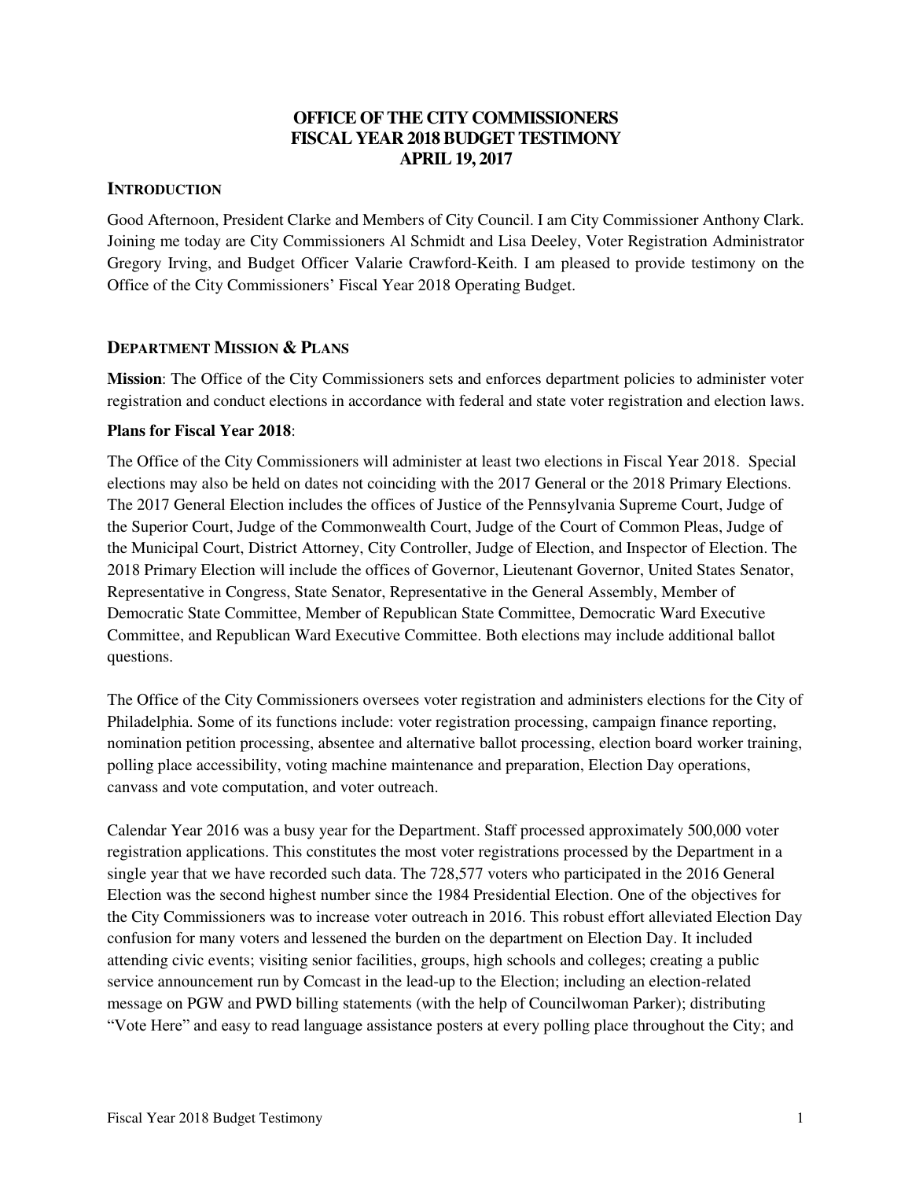# OFFICE OF THE CITY COMMISSIONERS
# FISCAL YEAR 2018 BUDGET TESTIMONY
# APRIL 19, 2017

## INTRODUCTION

Good Afternoon, President Clarke and Members of City Council. I am City Commissioner Anthony Clark. Joining me today are City Commissioners Al Schmidt and Lisa Deeley, Voter Registration Administrator Gregory Irving, and Budget Officer Valarie Crawford-Keith. I am pleased to provide testimony on the Office of the City Commissioners' Fiscal Year 2018 Operating Budget.

## DEPARTMENT MISSION & PLANS

**Mission**: The Office of the City Commissioners sets and enforces department policies to administer voter registration and conduct elections in accordance with federal and state voter registration and election laws.

**Plans for Fiscal Year 2018**:

The Office of the City Commissioners will administer at least two elections in Fiscal Year 2018. Special elections may also be held on dates not coinciding with the 2017 General or the 2018 Primary Elections. The 2017 General Election includes the offices of Justice of the Pennsylvania Supreme Court, Judge of the Superior Court, Judge of the Commonwealth Court, Judge of the Court of Common Pleas, Judge of the Municipal Court, District Attorney, City Controller, Judge of Election, and Inspector of Election. The 2018 Primary Election will include the offices of Governor, Lieutenant Governor, United States Senator, Representative in Congress, State Senator, Representative in the General Assembly, Member of Democratic State Committee, Member of Republican State Committee, Democratic Ward Executive Committee, and Republican Ward Executive Committee. Both elections may include additional ballot questions.

The Office of the City Commissioners oversees voter registration and administers elections for the City of Philadelphia. Some of its functions include: voter registration processing, campaign finance reporting, nomination petition processing, absentee and alternative ballot processing, election board worker training, polling place accessibility, voting machine maintenance and preparation, Election Day operations, canvass and vote computation, and voter outreach.

Calendar Year 2016 was a busy year for the Department. Staff processed approximately 500,000 voter registration applications. This constitutes the most voter registrations processed by the Department in a single year that we have recorded such data. The 728,577 voters who participated in the 2016 General Election was the second highest number since the 1984 Presidential Election. One of the objectives for the City Commissioners was to increase voter outreach in 2016. This robust effort alleviated Election Day confusion for many voters and lessened the burden on the department on Election Day. It included attending civic events; visiting senior facilities, groups, high schools and colleges; creating a public service announcement run by Comcast in the lead-up to the Election; including an election-related message on PGW and PWD billing statements (with the help of Councilwoman Parker); distributing "Vote Here" and easy to read language assistance posters at every polling place throughout the City; and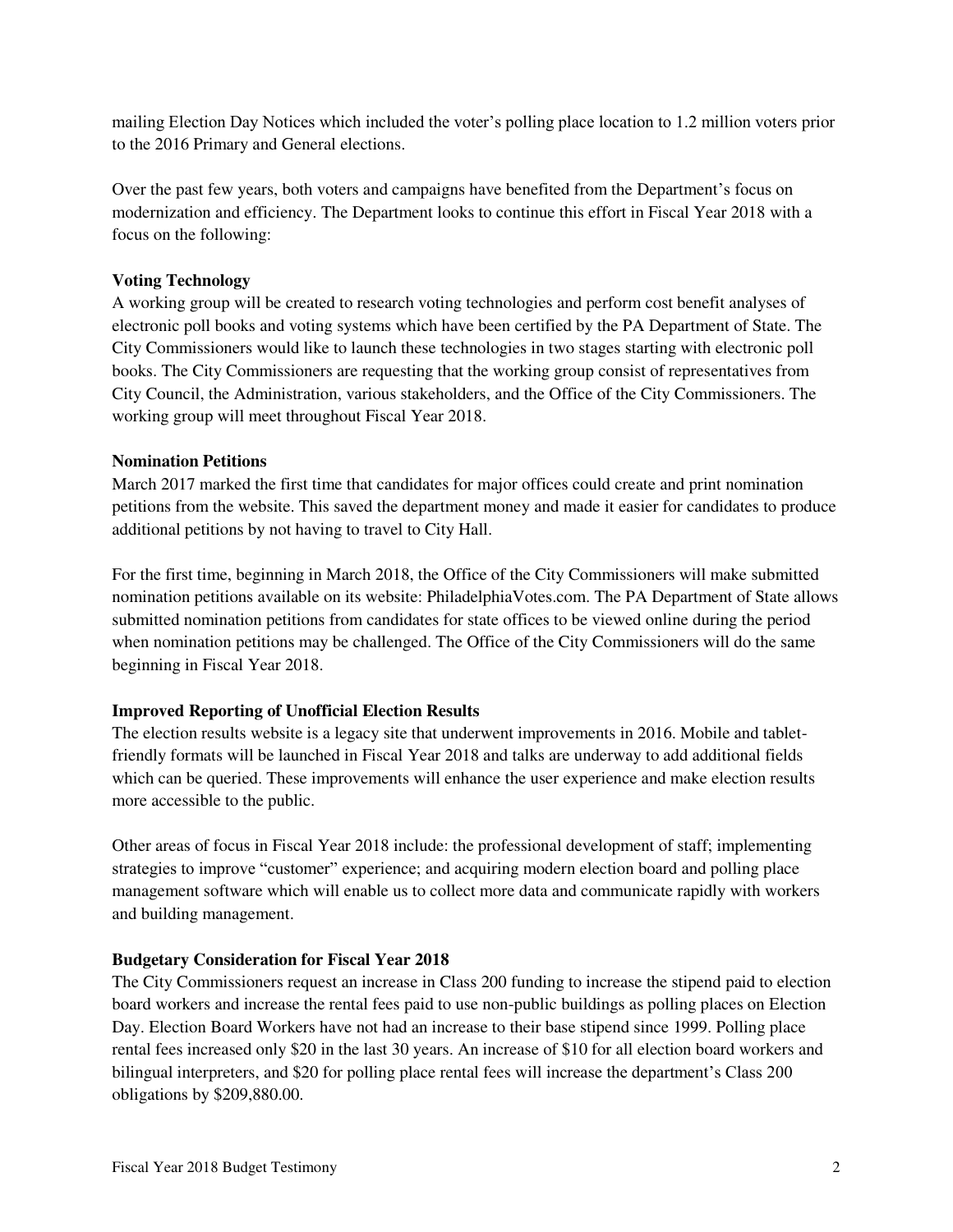mailing Election Day Notices which included the voter's polling place location to 1.2 million voters prior to the 2016 Primary and General elections.

Over the past few years, both voters and campaigns have benefited from the Department's focus on modernization and efficiency. The Department looks to continue this effort in Fiscal Year 2018 with a focus on the following:

**Voting Technology**

A working group will be created to research voting technologies and perform cost benefit analyses of electronic poll books and voting systems which have been certified by the PA Department of State. The City Commissioners would like to launch these technologies in two stages starting with electronic poll books. The City Commissioners are requesting that the working group consist of representatives from City Council, the Administration, various stakeholders, and the Office of the City Commissioners. The working group will meet throughout Fiscal Year 2018.

**Nomination Petitions**

March 2017 marked the first time that candidates for major offices could create and print nomination petitions from the website. This saved the department money and made it easier for candidates to produce additional petitions by not having to travel to City Hall.

For the first time, beginning in March 2018, the Office of the City Commissioners will make submitted nomination petitions available on its website: PhiladelphiaVotes.com. The PA Department of State allows submitted nomination petitions from candidates for state offices to be viewed online during the period when nomination petitions may be challenged. The Office of the City Commissioners will do the same beginning in Fiscal Year 2018.

**Improved Reporting of Unofficial Election Results**

The election results website is a legacy site that underwent improvements in 2016. Mobile and tablet-friendly formats will be launched in Fiscal Year 2018 and talks are underway to add additional fields which can be queried. These improvements will enhance the user experience and make election results more accessible to the public.

Other areas of focus in Fiscal Year 2018 include: the professional development of staff; implementing strategies to improve "customer" experience; and acquiring modern election board and polling place management software which will enable us to collect more data and communicate rapidly with workers and building management.

**Budgetary Consideration for Fiscal Year 2018**

The City Commissioners request an increase in Class 200 funding to increase the stipend paid to election board workers and increase the rental fees paid to use non-public buildings as polling places on Election Day. Election Board Workers have not had an increase to their base stipend since 1999. Polling place rental fees increased only $20 in the last 30 years. An increase of $10 for all election board workers and bilingual interpreters, and $20 for polling place rental fees will increase the department's Class 200 obligations by $209,880.00.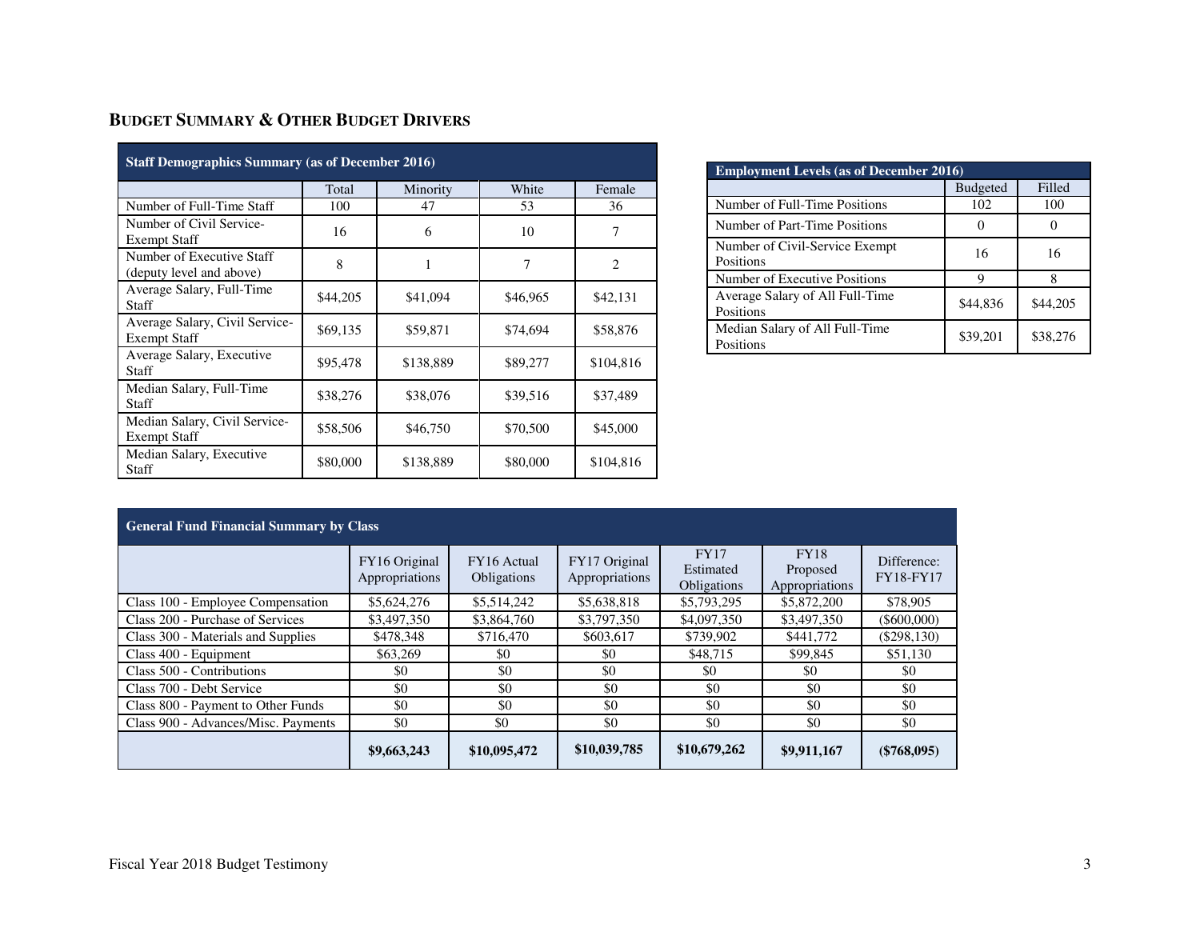## BUDGET SUMMARY & OTHER BUDGET DRIVERS

| Staff Demographics Summary (as of December 2016) | | | | |
|---|---|---|---|---|
| | Total | Minority | White | Female |
| Number of Full-Time Staff | 100 | 47 | 53 | 36 |
| Number of Civil Service-Exempt Staff | 16 | 6 | 10 | 7 |
| Number of Executive Staff (deputy level and above) | 8 | 1 | 7 | 2 |
| Average Salary, Full-Time Staff | $44,205 | $41,094 | $46,965 | $42,131 |
| Average Salary, Civil Service-Exempt Staff | $69,135 | $59,871 | $74,694 | $58,876 |
| Average Salary, Executive Staff | $95,478 | $138,889 | $89,277 | $104,816 |
| Median Salary, Full-Time Staff | $38,276 | $38,076 | $39,516 | $37,489 |
| Median Salary, Civil Service-Exempt Staff | $58,506 | $46,750 | $70,500 | $45,000 |
| Median Salary, Executive Staff | $80,000 | $138,889 | $80,000 | $104,816 |

| Employment Levels (as of December 2016) | | |
|---|---|---|
| | Budgeted | Filled |
| Number of Full-Time Positions | 102 | 100 |
| Number of Part-Time Positions | 0 | 0 |
| Number of Civil-Service Exempt Positions | 16 | 16 |
| Number of Executive Positions | 9 | 8 |
| Average Salary of All Full-Time Positions | $44,836 | $44,205 |
| Median Salary of All Full-Time Positions | $39,201 | $38,276 |

| General Fund Financial Summary by Class | | | | | | |
|---|---|---|---|---|---|---|
| | FY16 Original Appropriations | FY16 Actual Obligations | FY17 Original Appropriations | FY17 Estimated Obligations | FY18 Proposed Appropriations | Difference: FY18-FY17 |
| Class 100 - Employee Compensation | $5,624,276 | $5,514,242 | $5,638,818 | $5,793,295 | $5,872,200 | $78,905 |
| Class 200 - Purchase of Services | $3,497,350 | $3,864,760 | $3,797,350 | $4,097,350 | $3,497,350 | ($600,000) |
| Class 300 - Materials and Supplies | $478,348 | $716,470 | $603,617 | $739,902 | $441,772 | ($298,130) |
| Class 400 - Equipment | $63,269 | $0 | $0 | $48,715 | $99,845 | $51,130 |
| Class 500 - Contributions | $0 | $0 | $0 | $0 | $0 | $0 |
| Class 700 - Debt Service | $0 | $0 | $0 | $0 | $0 | $0 |
| Class 800 - Payment to Other Funds | $0 | $0 | $0 | $0 | $0 | $0 |
| Class 900 - Advances/Misc. Payments | $0 | $0 | $0 | $0 | $0 | $0 |
| | **$9,663,243** | **$10,095,472** | **$10,039,785** | **$10,679,262** | **$9,911,167** | **($768,095)** |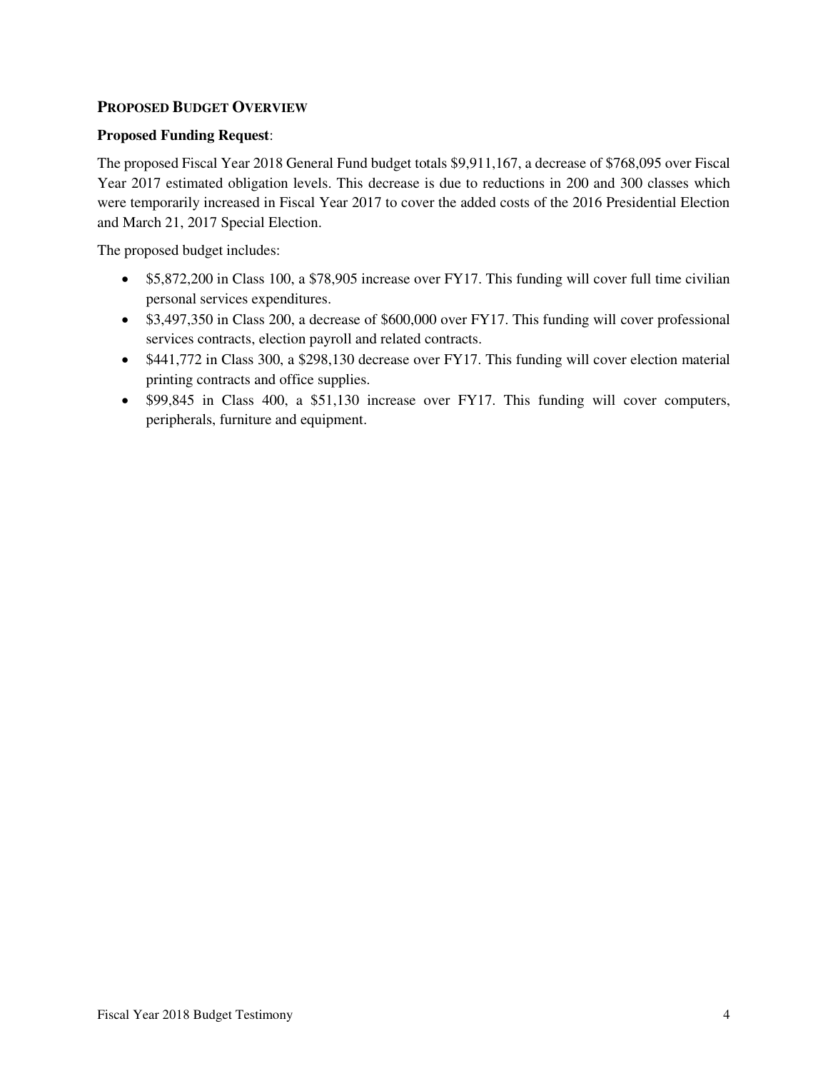## PROPOSED BUDGET OVERVIEW

**Proposed Funding Request**:

The proposed Fiscal Year 2018 General Fund budget totals $9,911,167, a decrease of $768,095 over Fiscal Year 2017 estimated obligation levels. This decrease is due to reductions in 200 and 300 classes which were temporarily increased in Fiscal Year 2017 to cover the added costs of the 2016 Presidential Election and March 21, 2017 Special Election.

The proposed budget includes:

- $5,872,200 in Class 100, a $78,905 increase over FY17. This funding will cover full time civilian personal services expenditures.
- $3,497,350 in Class 200, a decrease of $600,000 over FY17. This funding will cover professional services contracts, election payroll and related contracts.
- $441,772 in Class 300, a $298,130 decrease over FY17. This funding will cover election material printing contracts and office supplies.
- $99,845 in Class 400, a $51,130 increase over FY17. This funding will cover computers, peripherals, furniture and equipment.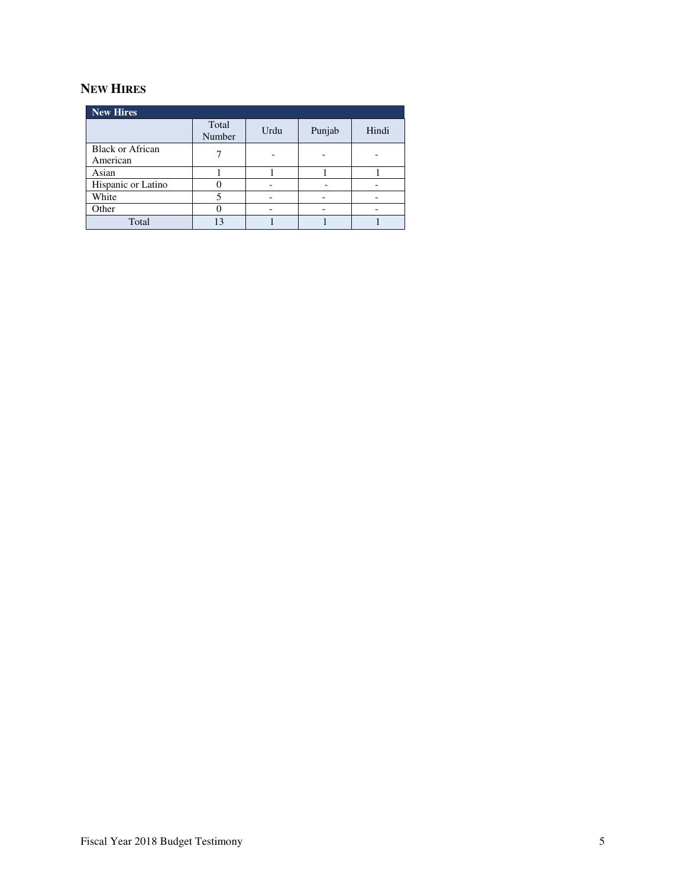## NEW HIRES

| New Hires | | | | |
|---|---|---|---|---|
| | Total Number | Urdu | Punjab | Hindi |
| Black or African American | 7 | - | - | - |
| Asian | 1 | 1 | 1 | 1 |
| Hispanic or Latino | 0 | - | - | - |
| White | 5 | - | - | - |
| Other | 0 | - | - | - |
| Total | 13 | 1 | 1 | 1 |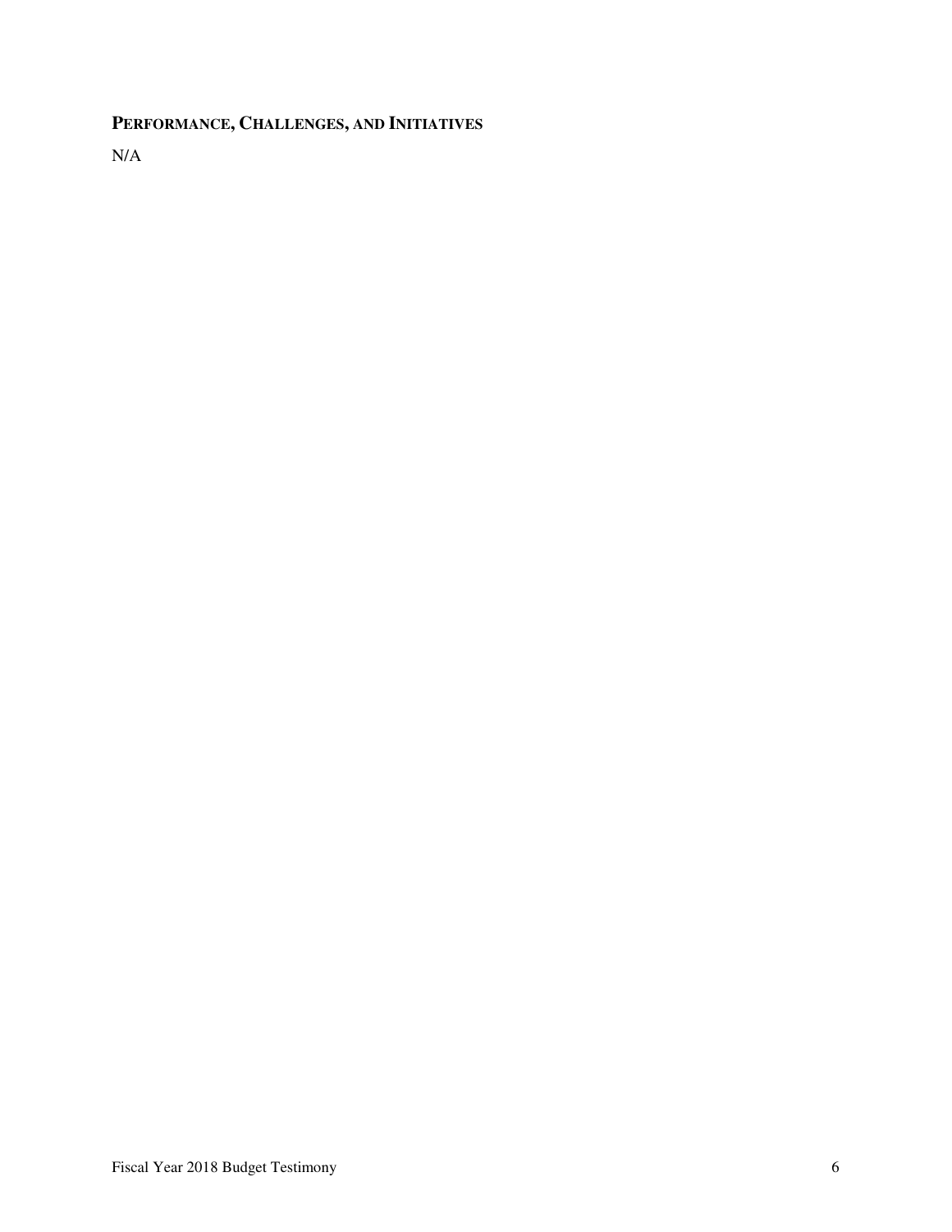## **PERFORMANCE, CHALLENGES, AND INITIATIVES**

N/A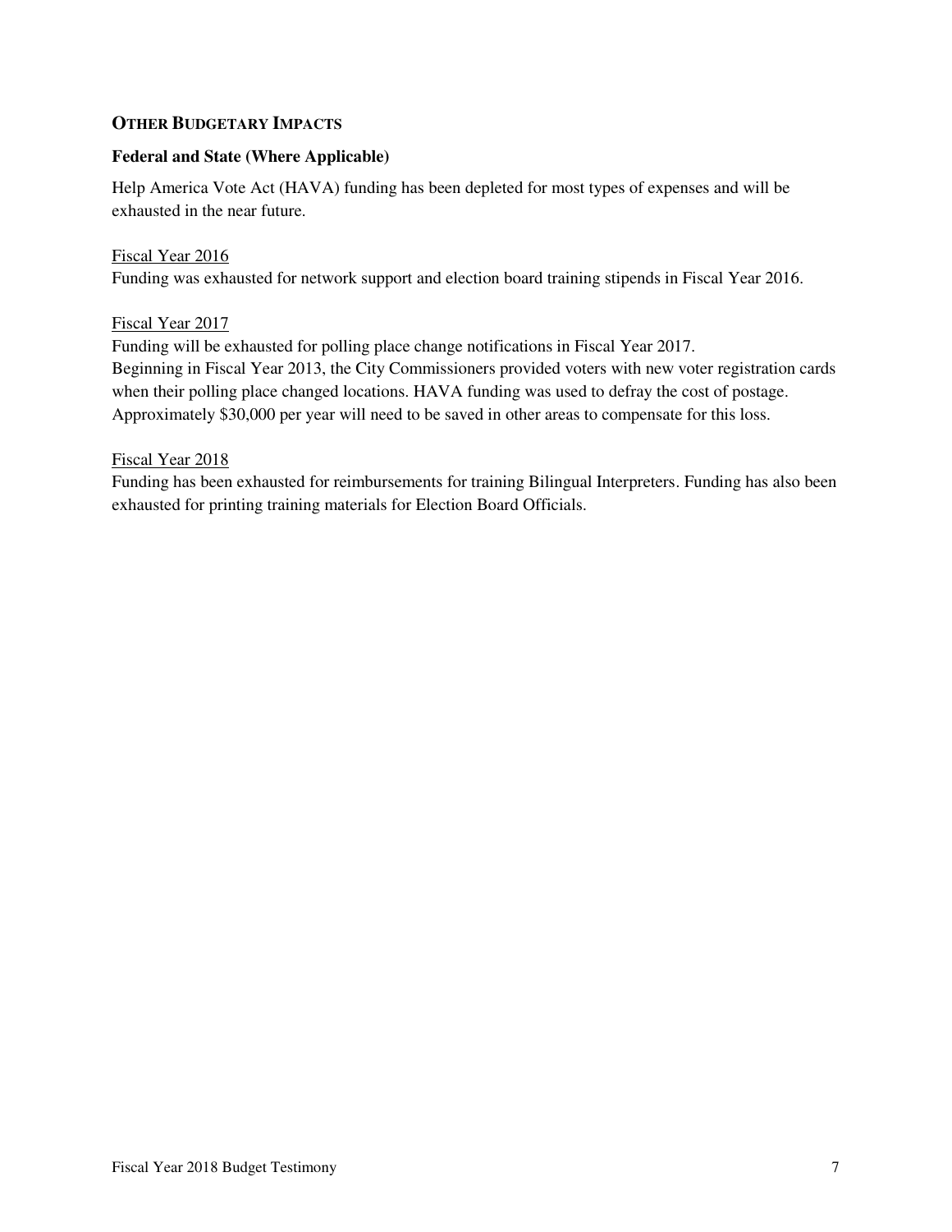## OTHER BUDGETARY IMPACTS

### Federal and State (Where Applicable)

Help America Vote Act (HAVA) funding has been depleted for most types of expenses and will be exhausted in the near future.

Fiscal Year 2016

Funding was exhausted for network support and election board training stipends in Fiscal Year 2016.

Fiscal Year 2017

Funding will be exhausted for polling place change notifications in Fiscal Year 2017.
Beginning in Fiscal Year 2013, the City Commissioners provided voters with new voter registration cards when their polling place changed locations. HAVA funding was used to defray the cost of postage. Approximately $30,000 per year will need to be saved in other areas to compensate for this loss.

Fiscal Year 2018

Funding has been exhausted for reimbursements for training Bilingual Interpreters. Funding has also been exhausted for printing training materials for Election Board Officials.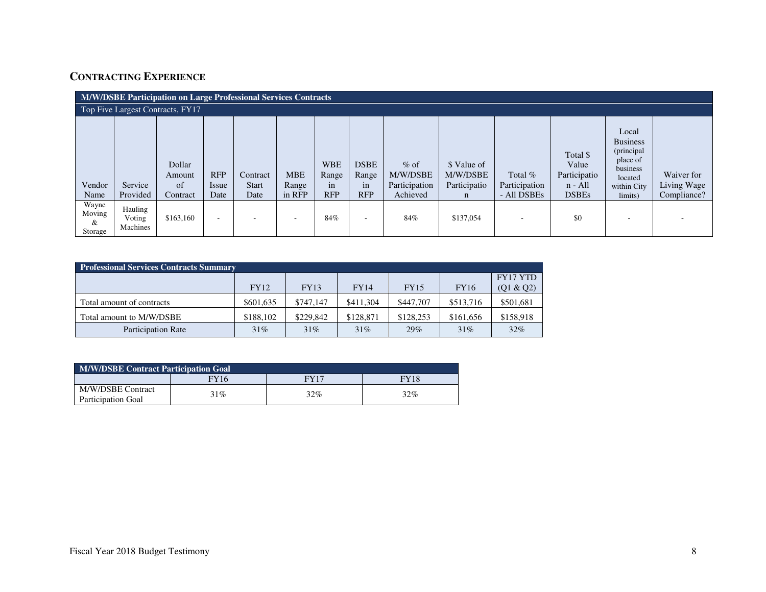## CONTRACTING EXPERIENCE

| M/W/DSBE Participation on Large Professional Services Contracts | | | | | | | | | | | | | |
|---|---|---|---|---|---|---|---|---|---|---|---|---|---|
| Top Five Largest Contracts, FY17 | | | | | | | | | | | | | |
| Vendor Name | Service Provided | Dollar Amount of Contract | RFP Issue Date | Contract Start Date | MBE Range in RFP | WBE Range in RFP | DSBE Range in RFP | % of M/W/DSBE Participation Achieved | $ Value of M/W/DSBE Participation | Total % Participation - All DSBEs | Total $ Value Participation - All DSBEs | Local Business (principal place of business located within City limits) | Waiver for Living Wage Compliance? |
| Wayne Moving & Storage | Hauling Voting Machines | $163,160 | - | - | - | 84% | - | 84% | $137,054 | - | $0 | - | - |

| Professional Services Contracts Summary | | | | | | |
|---|---|---|---|---|---|---|
| | FY12 | FY13 | FY14 | FY15 | FY16 | FY17 YTD (Q1 & Q2) |
| Total amount of contracts | $601,635 | $747,147 | $411,304 | $447,707 | $513,716 | $501,681 |
| Total amount to M/W/DSBE | $188,102 | $229,842 | $128,871 | $128,253 | $161,656 | $158,918 |
| Participation Rate | 31% | 31% | 31% | 29% | 31% | 32% |

| M/W/DSBE Contract Participation Goal | | | |
|---|---|---|---|
| | FY16 | FY17 | FY18 |
| M/W/DSBE Contract Participation Goal | 31% | 32% | 32% |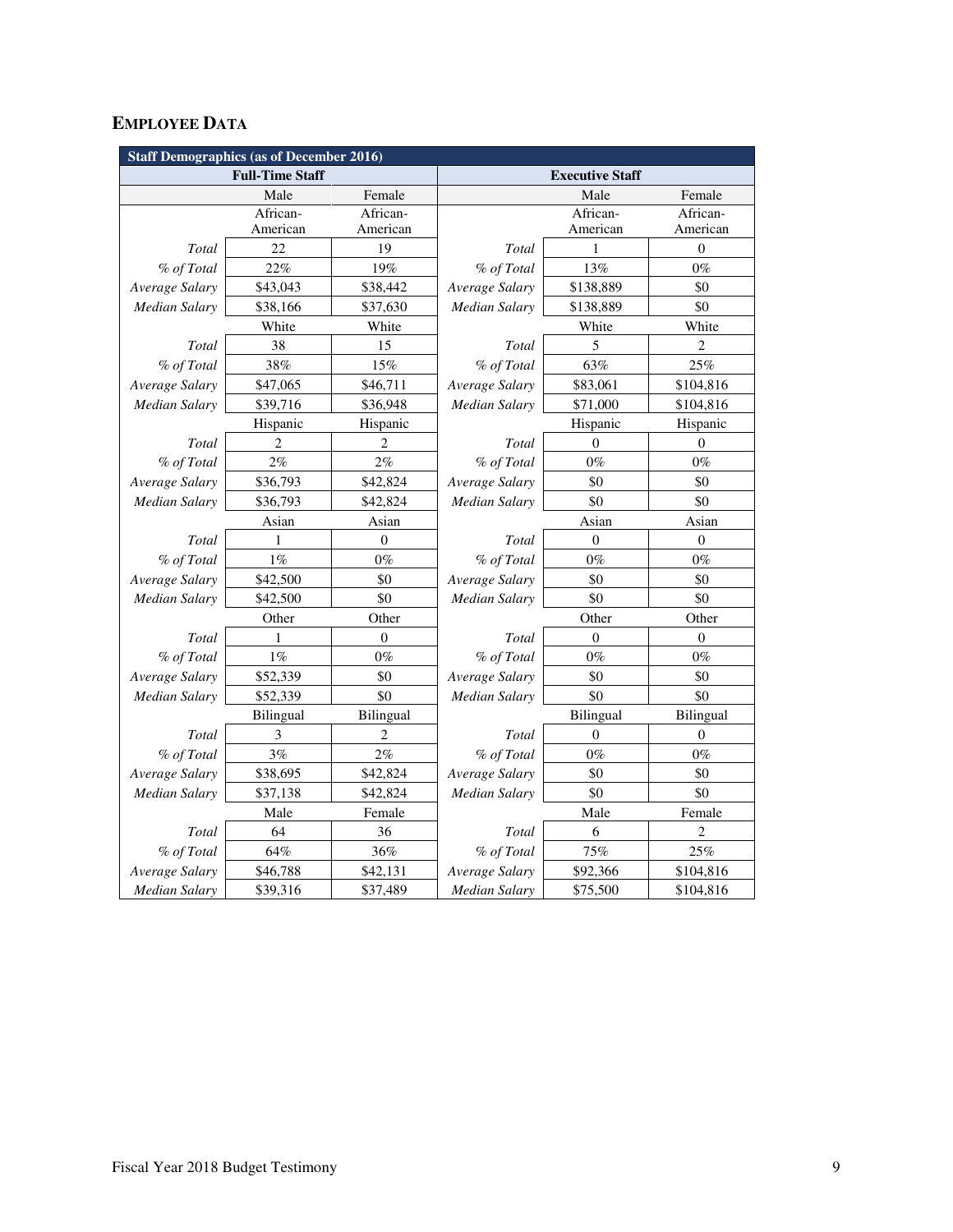## EMPLOYEE DATA

| Staff Demographics (as of December 2016) | | | | | |
|---|---|---|---|---|---|
| **Full-Time Staff** | | | **Executive Staff** | | |
| | Male | Female | | Male | Female |
| | African-American | African-American | | African-American | African-American |
| *Total* | 22 | 19 | *Total* | 1 | 0 |
| *% of Total* | 22% | 19% | *% of Total* | 13% | 0% |
| *Average Salary* | $43,043 | $38,442 | *Average Salary* | $138,889 | $0 |
| *Median Salary* | $38,166 | $37,630 | *Median Salary* | $138,889 | $0 |
| | White | White | | White | White |
| *Total* | 38 | 15 | *Total* | 5 | 2 |
| *% of Total* | 38% | 15% | *% of Total* | 63% | 25% |
| *Average Salary* | $47,065 | $46,711 | *Average Salary* | $83,061 | $104,816 |
| *Median Salary* | $39,716 | $36,948 | *Median Salary* | $71,000 | $104,816 |
| | Hispanic | Hispanic | | Hispanic | Hispanic |
| *Total* | 2 | 2 | *Total* | 0 | 0 |
| *% of Total* | 2% | 2% | *% of Total* | 0% | 0% |
| *Average Salary* | $36,793 | $42,824 | *Average Salary* | $0 | $0 |
| *Median Salary* | $36,793 | $42,824 | *Median Salary* | $0 | $0 |
| | Asian | Asian | | Asian | Asian |
| *Total* | 1 | 0 | *Total* | 0 | 0 |
| *% of Total* | 1% | 0% | *% of Total* | 0% | 0% |
| *Average Salary* | $42,500 | $0 | *Average Salary* | $0 | $0 |
| *Median Salary* | $42,500 | $0 | *Median Salary* | $0 | $0 |
| | Other | Other | | Other | Other |
| *Total* | 1 | 0 | *Total* | 0 | 0 |
| *% of Total* | 1% | 0% | *% of Total* | 0% | 0% |
| *Average Salary* | $52,339 | $0 | *Average Salary* | $0 | $0 |
| *Median Salary* | $52,339 | $0 | *Median Salary* | $0 | $0 |
| | Bilingual | Bilingual | | Bilingual | Bilingual |
| *Total* | 3 | 2 | *Total* | 0 | 0 |
| *% of Total* | 3% | 2% | *% of Total* | 0% | 0% |
| *Average Salary* | $38,695 | $42,824 | *Average Salary* | $0 | $0 |
| *Median Salary* | $37,138 | $42,824 | *Median Salary* | $0 | $0 |
| | Male | Female | | Male | Female |
| *Total* | 64 | 36 | *Total* | 6 | 2 |
| *% of Total* | 64% | 36% | *% of Total* | 75% | 25% |
| *Average Salary* | $46,788 | $42,131 | *Average Salary* | $92,366 | $104,816 |
| *Median Salary* | $39,316 | $37,489 | *Median Salary* | $75,500 | $104,816 |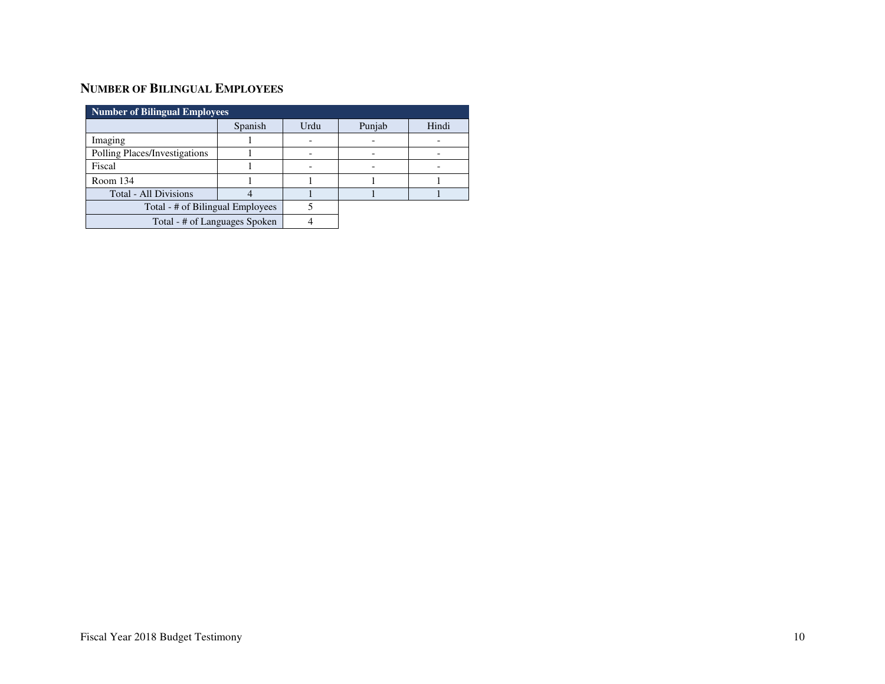## NUMBER OF BILINGUAL EMPLOYEES

| Number of Bilingual Employees | | | | |
|---|---|---|---|---|
| | Spanish | Urdu | Punjab | Hindi |
| Imaging | 1 | - | - | - |
| Polling Places/Investigations | 1 | - | - | - |
| Fiscal | 1 | - | - | - |
| Room 134 | 1 | 1 | 1 | 1 |
| Total - All Divisions | 4 | 1 | 1 | 1 |
| Total - # of Bilingual Employees | | 5 | | |
| Total - # of Languages Spoken | | 4 | | |